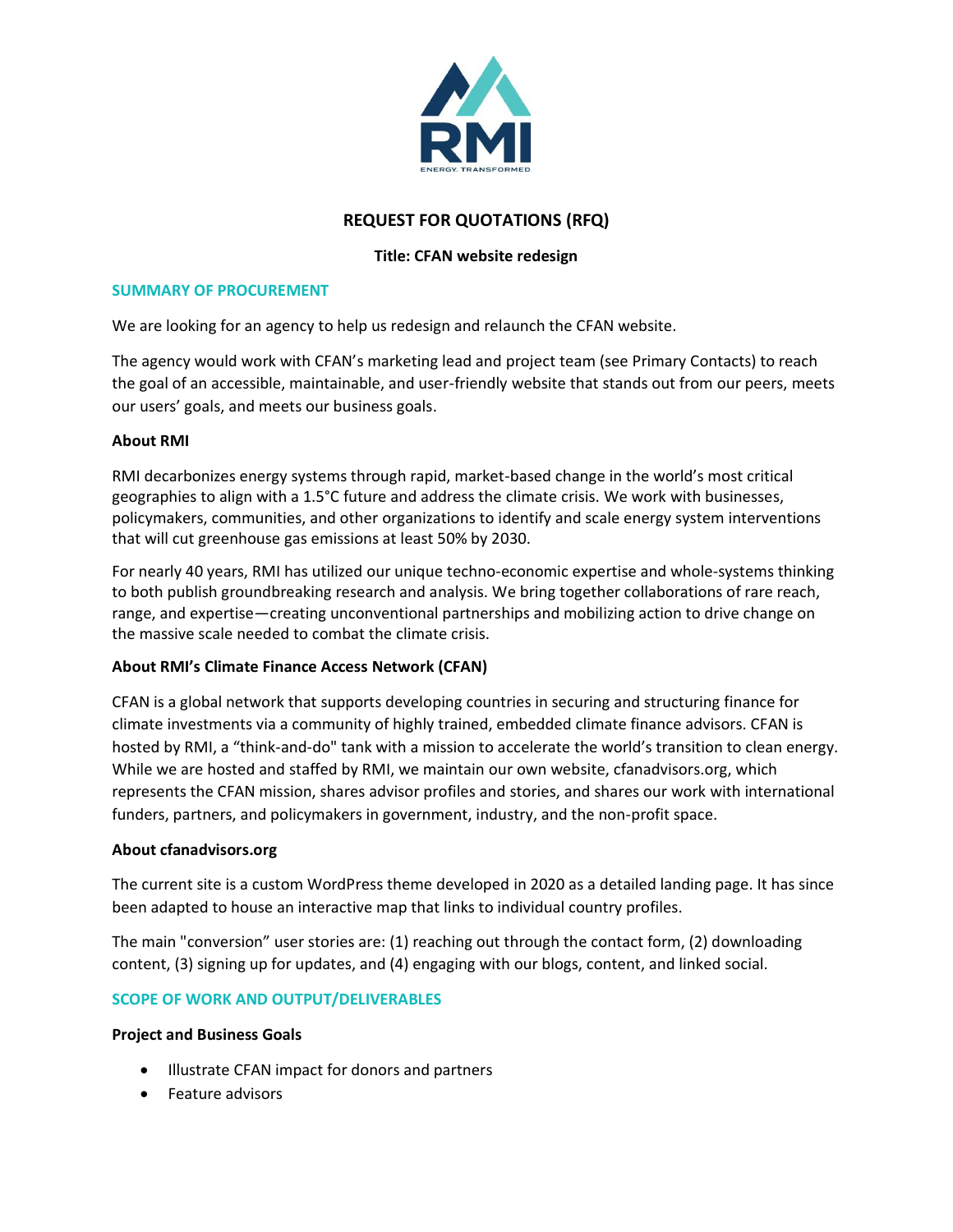# REQUEST FOR QUOTATIONS (RFQ)

**Title: CFAN website redesign**

## SUMMARY OF PROCUREMENT

We are looking for an agency to help us redesign and relaunch the CFAN website.

The agency would work with CFAN's marketing lead and project team (see Primary Contacts) to reach the goal of an accessible, maintainable, and user-friendly website that stands out from our peers, meets our users' goals, and meets our business goals.

### About RMI

RMI decarbonizes energy systems through rapid, market-based change in the world's most critical geographies to align with a 1.5°C future and address the climate crisis. We work with businesses, policymakers, communities, and other organizations to identify and scale energy system interventions that will cut greenhouse gas emissions at least 50% by 2030.

For nearly 40 years, RMI has utilized our unique techno-economic expertise and whole-systems thinking to both publish groundbreaking research and analysis. We bring together collaborations of rare reach, range, and expertise—creating unconventional partnerships and mobilizing action to drive change on the massive scale needed to combat the climate crisis.

### About RMI's Climate Finance Access Network (CFAN)

CFAN is a global network that supports developing countries in securing and structuring finance for climate investments via a community of highly trained, embedded climate finance advisors. CFAN is hosted by RMI, a "think-and-do" tank with a mission to accelerate the world's transition to clean energy. While we are hosted and staffed by RMI, we maintain our own website, cfanadvisors.org, which represents the CFAN mission, shares advisor profiles and stories, and shares our work with international funders, partners, and policymakers in government, industry, and the non-profit space.

### About cfanadvisors.org

The current site is a custom WordPress theme developed in 2020 as a detailed landing page. It has since been adapted to house an interactive map that links to individual country profiles.

The main "conversion" user stories are: (1) reaching out through the contact form, (2) downloading content, (3) signing up for updates, and (4) engaging with our blogs, content, and linked social.

## SCOPE OF WORK AND OUTPUT/DELIVERABLES

### Project and Business Goals

- Illustrate CFAN impact for donors and partners
- Feature advisors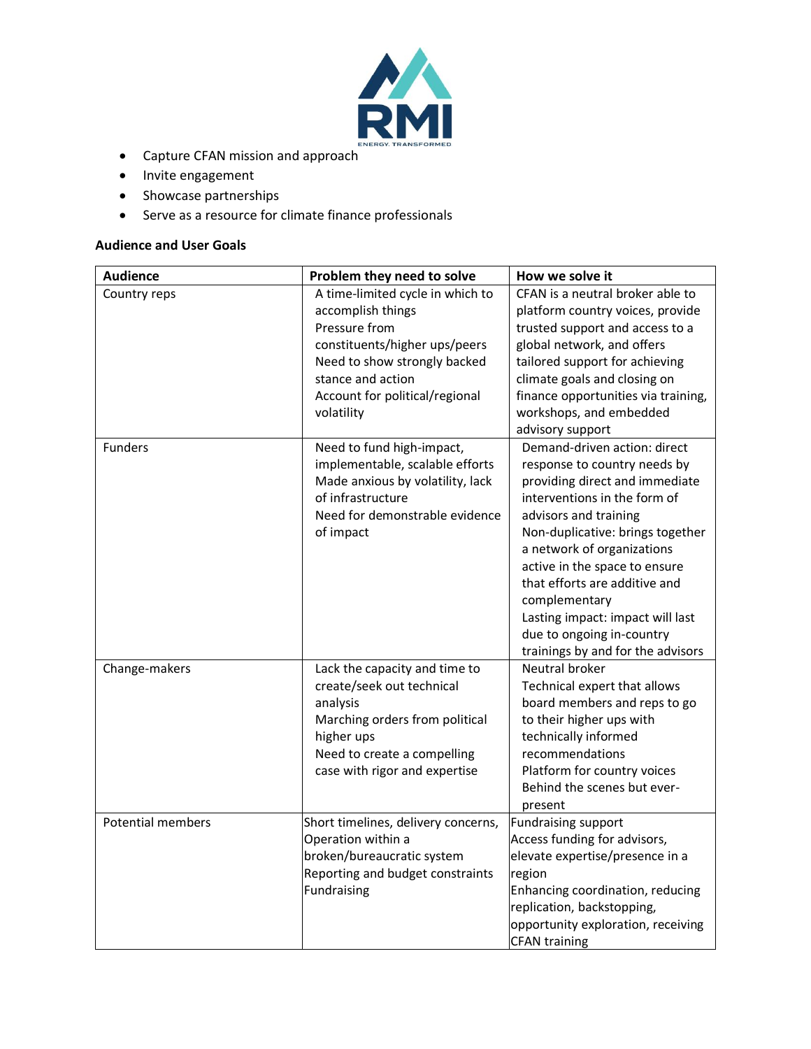- Capture CFAN mission and approach
- Invite engagement
- Showcase partnerships
- Serve as a resource for climate finance professionals

**Audience and User Goals**

| Audience | Problem they need to solve | How we solve it |
|---|---|---|
| Country reps | A time-limited cycle in which to accomplish things<br>Pressure from constituents/higher ups/peers<br>Need to show strongly backed stance and action<br>Account for political/regional volatility | CFAN is a neutral broker able to platform country voices, provide trusted support and access to a global network, and offers tailored support for achieving climate goals and closing on finance opportunities via training, workshops, and embedded advisory support |
| Funders | Need to fund high-impact, implementable, scalable efforts<br>Made anxious by volatility, lack of infrastructure<br>Need for demonstrable evidence of impact | Demand-driven action: direct response to country needs by providing direct and immediate interventions in the form of advisors and training<br>Non-duplicative: brings together a network of organizations active in the space to ensure that efforts are additive and complementary<br>Lasting impact: impact will last due to ongoing in-country trainings by and for the advisors |
| Change-makers | Lack the capacity and time to create/seek out technical analysis<br>Marching orders from political higher ups<br>Need to create a compelling case with rigor and expertise | Neutral broker<br>Technical expert that allows board members and reps to go to their higher ups with technically informed recommendations<br>Platform for country voices<br>Behind the scenes but ever-present |
| Potential members | Short timelines, delivery concerns,<br>Operation within a broken/bureaucratic system<br>Reporting and budget constraints<br>Fundraising | Fundraising support<br>Access funding for advisors, elevate expertise/presence in a region<br>Enhancing coordination, reducing replication, backstopping, opportunity exploration, receiving CFAN training |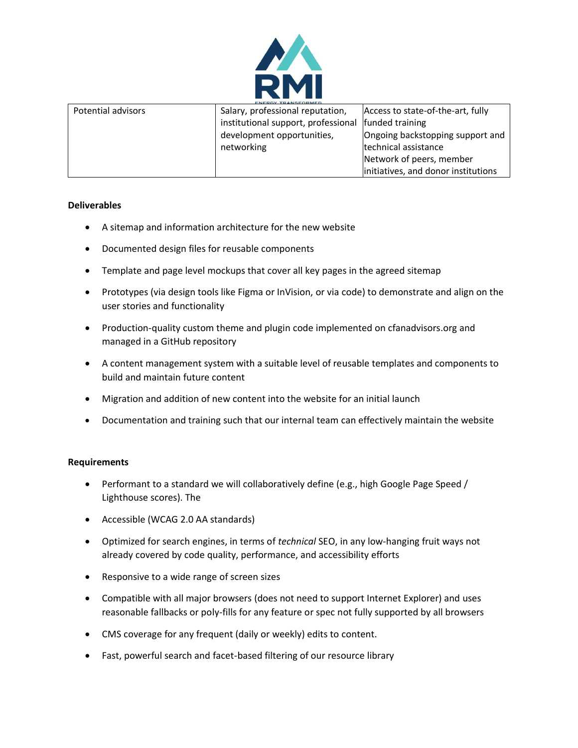| Potential advisors | Salary, professional reputation, institutional support, professional development opportunities, networking | Access to state-of-the-art, fully funded training<br>Ongoing backstopping support and technical assistance<br>Network of peers, member initiatives, and donor institutions |
|---|---|---|

**Deliverables**

- A sitemap and information architecture for the new website
- Documented design files for reusable components
- Template and page level mockups that cover all key pages in the agreed sitemap
- Prototypes (via design tools like Figma or InVision, or via code) to demonstrate and align on the user stories and functionality
- Production-quality custom theme and plugin code implemented on cfanadvisors.org and managed in a GitHub repository
- A content management system with a suitable level of reusable templates and components to build and maintain future content
- Migration and addition of new content into the website for an initial launch
- Documentation and training such that our internal team can effectively maintain the website

**Requirements**

- Performant to a standard we will collaboratively define (e.g., high Google Page Speed / Lighthouse scores). The
- Accessible (WCAG 2.0 AA standards)
- Optimized for search engines, in terms of *technical* SEO, in any low-hanging fruit ways not already covered by code quality, performance, and accessibility efforts
- Responsive to a wide range of screen sizes
- Compatible with all major browsers (does not need to support Internet Explorer) and uses reasonable fallbacks or poly-fills for any feature or spec not fully supported by all browsers
- CMS coverage for any frequent (daily or weekly) edits to content.
- Fast, powerful search and facet-based filtering of our resource library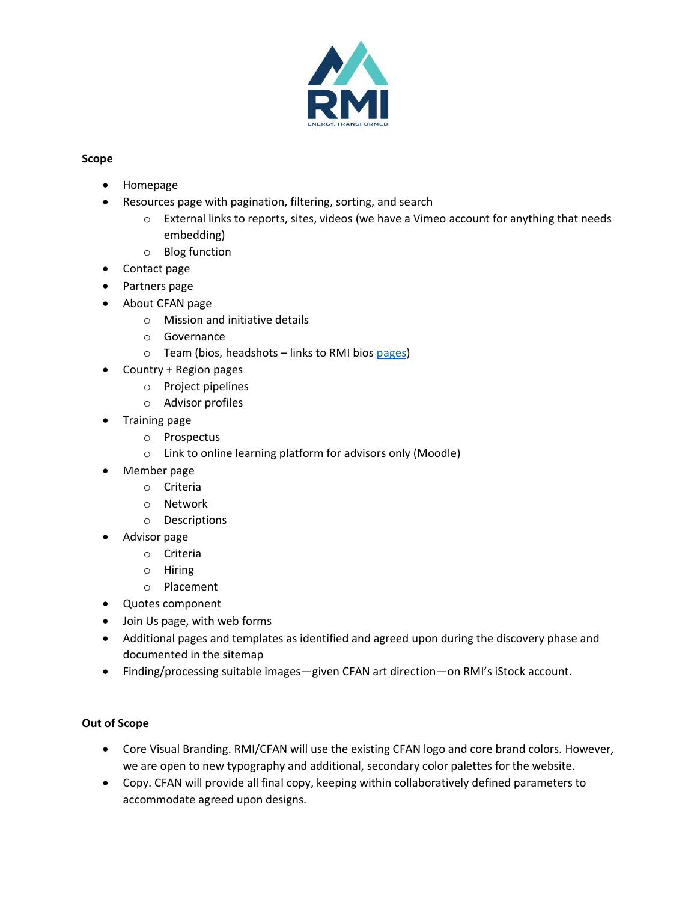**Scope**

- Homepage
- Resources page with pagination, filtering, sorting, and search
    - External links to reports, sites, videos (we have a Vimeo account for anything that needs embedding)
    - Blog function
- Contact page
- Partners page
- About CFAN page
    - Mission and initiative details
    - Governance
    - Team (bios, headshots – links to RMI bios pages)
- Country + Region pages
    - Project pipelines
    - Advisor profiles
- Training page
    - Prospectus
    - Link to online learning platform for advisors only (Moodle)
- Member page
    - Criteria
    - Network
    - Descriptions
- Advisor page
    - Criteria
    - Hiring
    - Placement
- Quotes component
- Join Us page, with web forms
- Additional pages and templates as identified and agreed upon during the discovery phase and documented in the sitemap
- Finding/processing suitable images—given CFAN art direction—on RMI's iStock account.

**Out of Scope**

- Core Visual Branding. RMI/CFAN will use the existing CFAN logo and core brand colors. However, we are open to new typography and additional, secondary color palettes for the website.
- Copy. CFAN will provide all final copy, keeping within collaboratively defined parameters to accommodate agreed upon designs.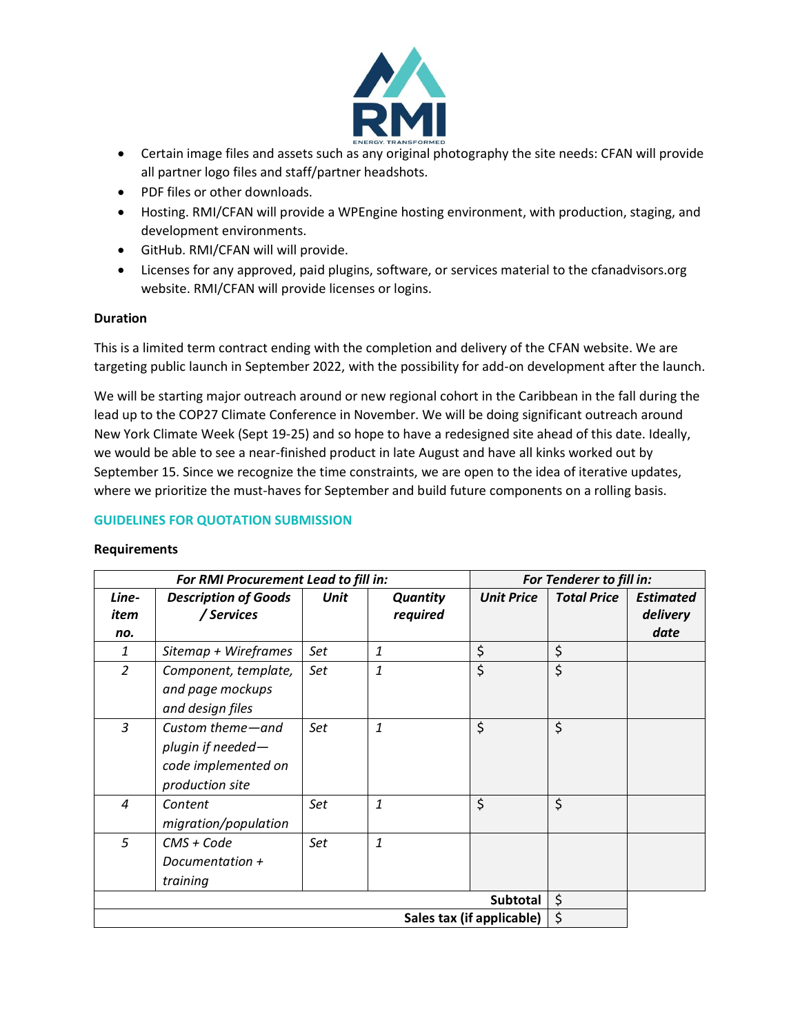- Certain image files and assets such as any original photography the site needs: CFAN will provide all partner logo files and staff/partner headshots.
- PDF files or other downloads.
- Hosting. RMI/CFAN will provide a WPEngine hosting environment, with production, staging, and development environments.
- GitHub. RMI/CFAN will will provide.
- Licenses for any approved, paid plugins, software, or services material to the cfanadvisors.org website. RMI/CFAN will provide licenses or logins.

**Duration**

This is a limited term contract ending with the completion and delivery of the CFAN website. We are targeting public launch in September 2022, with the possibility for add-on development after the launch.

We will be starting major outreach around or new regional cohort in the Caribbean in the fall during the lead up to the COP27 Climate Conference in November. We will be doing significant outreach around New York Climate Week (Sept 19-25) and so hope to have a redesigned site ahead of this date. Ideally, we would be able to see a near-finished product in late August and have all kinks worked out by September 15. Since we recognize the time constraints, we are open to the idea of iterative updates, where we prioritize the must-haves for September and build future components on a rolling basis.

## GUIDELINES FOR QUOTATION SUBMISSION

**Requirements**

| ***For RMI Procurement Lead to fill in:*** | | | | ***For Tenderer to fill in:*** | | |
|---|---|---|---|---|---|---|
| ***Line-item no.*** | ***Description of Goods / Services*** | ***Unit*** | ***Quantity required*** | ***Unit Price*** | ***Total Price*** | ***Estimated delivery date*** |
| *1* | *Sitemap + Wireframes* | *Set* | *1* | $ | $ | |
| *2* | *Component, template, and page mockups and design files* | *Set* | *1* | $ | $ | |
| *3* | *Custom theme—and plugin if needed—code implemented on production site* | *Set* | *1* | $ | $ | |
| *4* | *Content migration/population* | *Set* | *1* | $ | $ | |
| *5* | *CMS + Code Documentation + training* | *Set* | *1* | | | |
| | | | | **Subtotal** | $ | |
| | | | | **Sales tax (if applicable)** | $ | |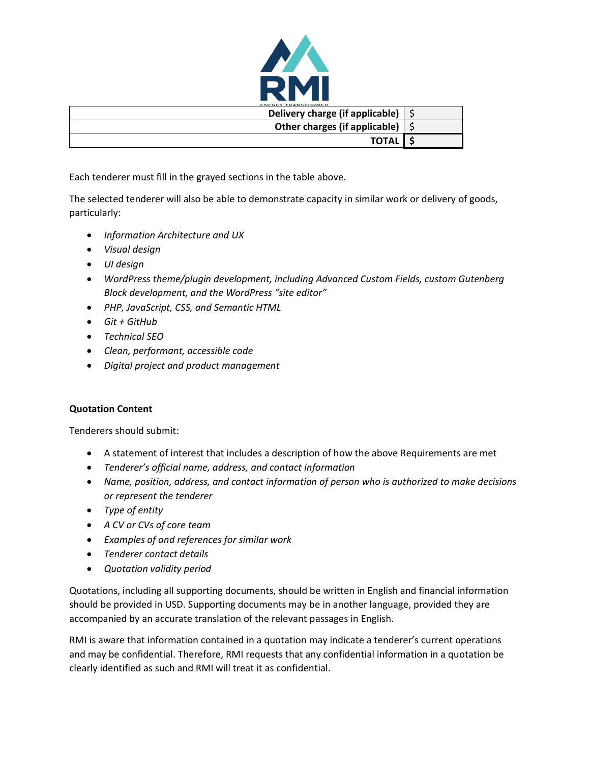| | |
|---|---|
| **Delivery charge (if applicable)** | $ |
| **Other charges (if applicable)** | $ |
| **TOTAL** | **$** |

Each tenderer must fill in the grayed sections in the table above.

The selected tenderer will also be able to demonstrate capacity in similar work or delivery of goods, particularly:

- *Information Architecture and UX*
- *Visual design*
- *UI design*
- *WordPress theme/plugin development, including Advanced Custom Fields, custom Gutenberg Block development, and the WordPress "site editor"*
- *PHP, JavaScript, CSS, and Semantic HTML*
- *Git + GitHub*
- *Technical SEO*
- *Clean, performant, accessible code*
- *Digital project and product management*

**Quotation Content**

Tenderers should submit:

- A statement of interest that includes a description of how the above Requirements are met
- *Tenderer's official name, address, and contact information*
- *Name, position, address, and contact information of person who is authorized to make decisions or represent the tenderer*
- *Type of entity*
- *A CV or CVs of core team*
- *Examples of and references for similar work*
- *Tenderer contact details*
- *Quotation validity period*

Quotations, including all supporting documents, should be written in English and financial information should be provided in USD. Supporting documents may be in another language, provided they are accompanied by an accurate translation of the relevant passages in English.

RMI is aware that information contained in a quotation may indicate a tenderer's current operations and may be confidential. Therefore, RMI requests that any confidential information in a quotation be clearly identified as such and RMI will treat it as confidential.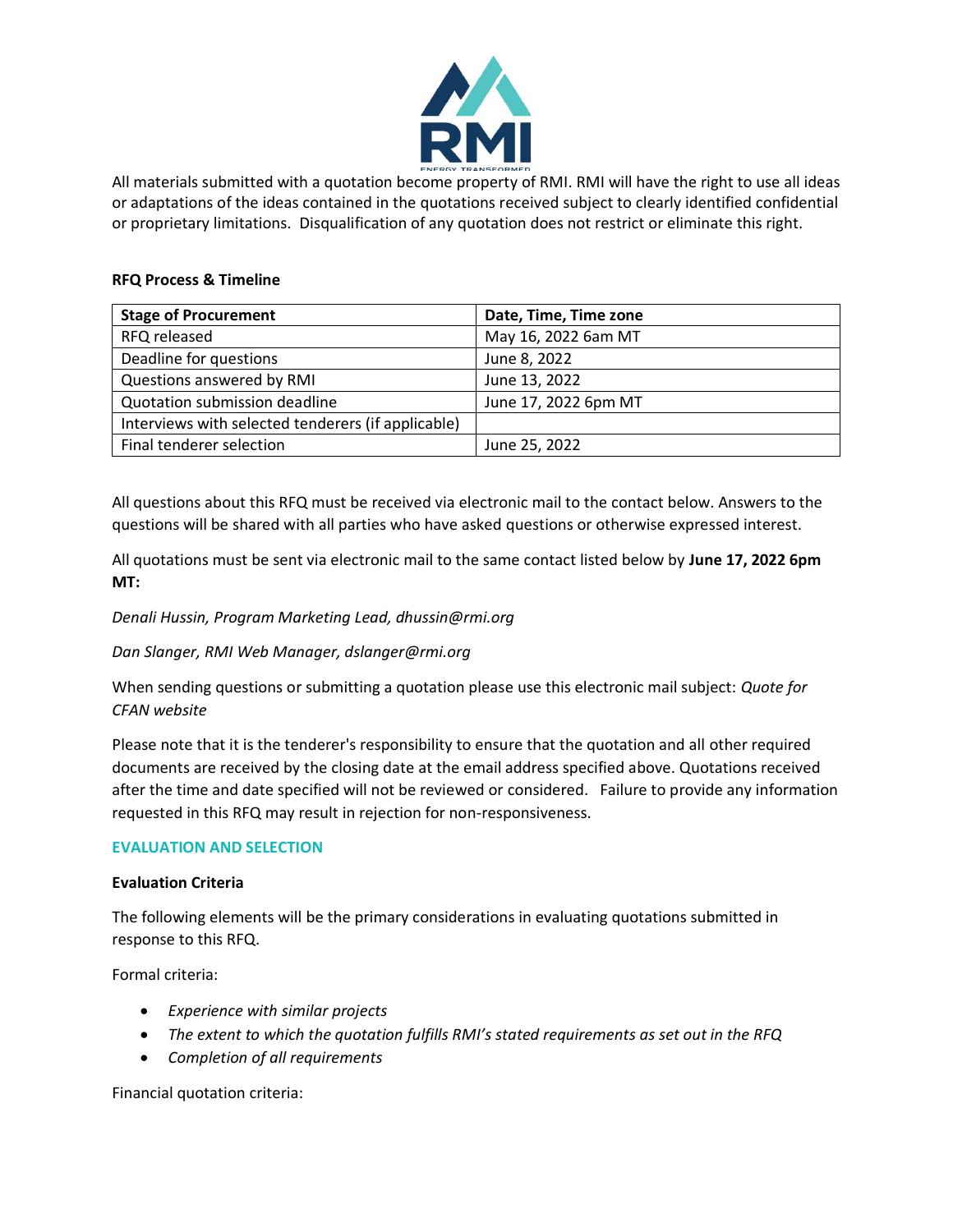All materials submitted with a quotation become property of RMI. RMI will have the right to use all ideas or adaptations of the ideas contained in the quotations received subject to clearly identified confidential or proprietary limitations. Disqualification of any quotation does not restrict or eliminate this right.

**RFQ Process & Timeline**

| Stage of Procurement | Date, Time, Time zone |
|---|---|
| RFQ released | May 16, 2022 6am MT |
| Deadline for questions | June 8, 2022 |
| Questions answered by RMI | June 13, 2022 |
| Quotation submission deadline | June 17, 2022 6pm MT |
| Interviews with selected tenderers (if applicable) | |
| Final tenderer selection | June 25, 2022 |

All questions about this RFQ must be received via electronic mail to the contact below. Answers to the questions will be shared with all parties who have asked questions or otherwise expressed interest.

All quotations must be sent via electronic mail to the same contact listed below by **June 17, 2022 6pm MT:**

*Denali Hussin, Program Marketing Lead, dhussin@rmi.org*

*Dan Slanger, RMI Web Manager, dslanger@rmi.org*

When sending questions or submitting a quotation please use this electronic mail subject: *Quote for CFAN website*

Please note that it is the tenderer's responsibility to ensure that the quotation and all other required documents are received by the closing date at the email address specified above. Quotations received after the time and date specified will not be reviewed or considered. Failure to provide any information requested in this RFQ may result in rejection for non-responsiveness.

## EVALUATION AND SELECTION

**Evaluation Criteria**

The following elements will be the primary considerations in evaluating quotations submitted in response to this RFQ.

Formal criteria:

- *Experience with similar projects*
- *The extent to which the quotation fulfills RMI's stated requirements as set out in the RFQ*
- *Completion of all requirements*

Financial quotation criteria: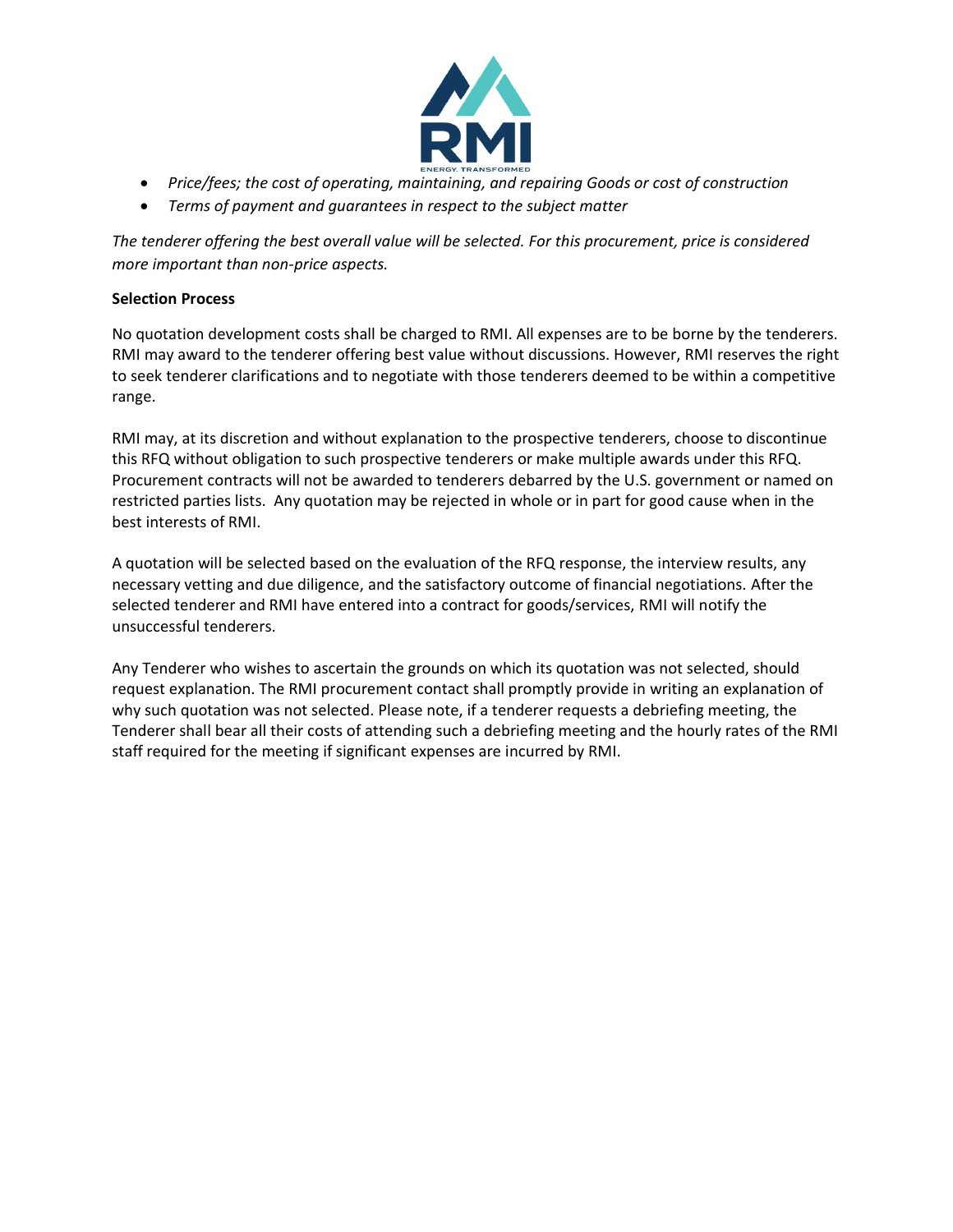- *Price/fees; the cost of operating, maintaining, and repairing Goods or cost of construction*
- *Terms of payment and guarantees in respect to the subject matter*

*The tenderer offering the best overall value will be selected. For this procurement, price is considered more important than non-price aspects.*

**Selection Process**

No quotation development costs shall be charged to RMI. All expenses are to be borne by the tenderers. RMI may award to the tenderer offering best value without discussions. However, RMI reserves the right to seek tenderer clarifications and to negotiate with those tenderers deemed to be within a competitive range.

RMI may, at its discretion and without explanation to the prospective tenderers, choose to discontinue this RFQ without obligation to such prospective tenderers or make multiple awards under this RFQ. Procurement contracts will not be awarded to tenderers debarred by the U.S. government or named on restricted parties lists. Any quotation may be rejected in whole or in part for good cause when in the best interests of RMI.

A quotation will be selected based on the evaluation of the RFQ response, the interview results, any necessary vetting and due diligence, and the satisfactory outcome of financial negotiations. After the selected tenderer and RMI have entered into a contract for goods/services, RMI will notify the unsuccessful tenderers.

Any Tenderer who wishes to ascertain the grounds on which its quotation was not selected, should request explanation. The RMI procurement contact shall promptly provide in writing an explanation of why such quotation was not selected. Please note, if a tenderer requests a debriefing meeting, the Tenderer shall bear all their costs of attending such a debriefing meeting and the hourly rates of the RMI staff required for the meeting if significant expenses are incurred by RMI.